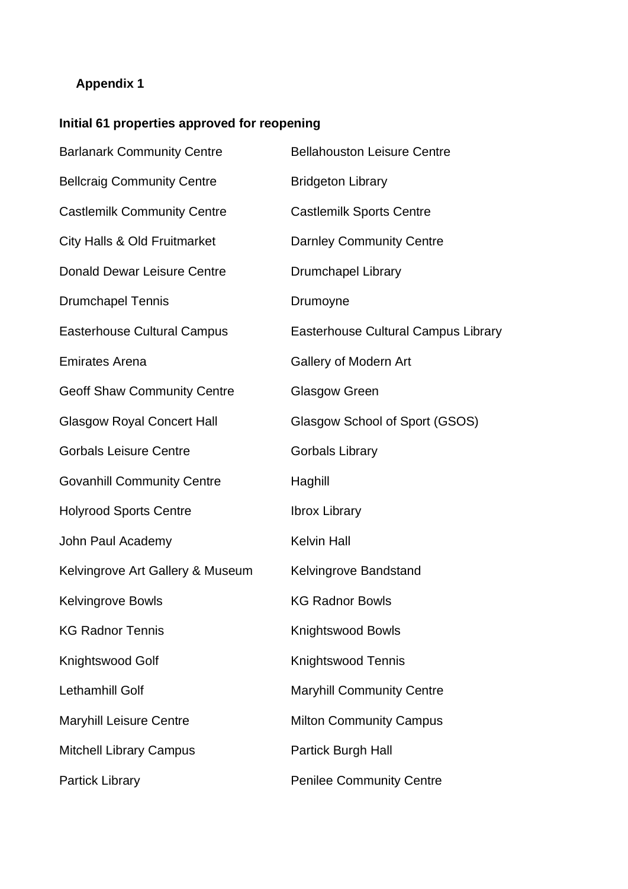**Appendix 1**

**Initial 61 properties approved for reopening**

- Barlanark Community Centre
- Bellahouston Leisure Centre
- Bellcraig Community Centre
- Bridgeton Library
- Castlemilk Community Centre
- Castlemilk Sports Centre
- City Halls & Old Fruitmarket
- Darnley Community Centre
- Donald Dewar Leisure Centre
- Drumchapel Library
- Drumchapel Tennis
- Drumoyne
- Easterhouse Cultural Campus
- Easterhouse Cultural Campus Library
- Emirates Arena
- Gallery of Modern Art
- Geoff Shaw Community Centre
- Glasgow Green
- Glasgow Royal Concert Hall
- Glasgow School of Sport (GSOS)
- Gorbals Leisure Centre
- Gorbals Library
- Govanhill Community Centre
- Haghill
- Holyrood Sports Centre
- Ibrox Library
- John Paul Academy
- Kelvin Hall
- Kelvingrove Art Gallery & Museum
- Kelvingrove Bandstand
- Kelvingrove Bowls
- KG Radnor Bowls
- KG Radnor Tennis
- Knightswood Bowls
- Knightswood Golf
- Knightswood Tennis
- Lethamhill Golf
- Maryhill Community Centre
- Maryhill Leisure Centre
- Milton Community Campus
- Mitchell Library Campus
- Partick Burgh Hall
- Partick Library
- Penilee Community Centre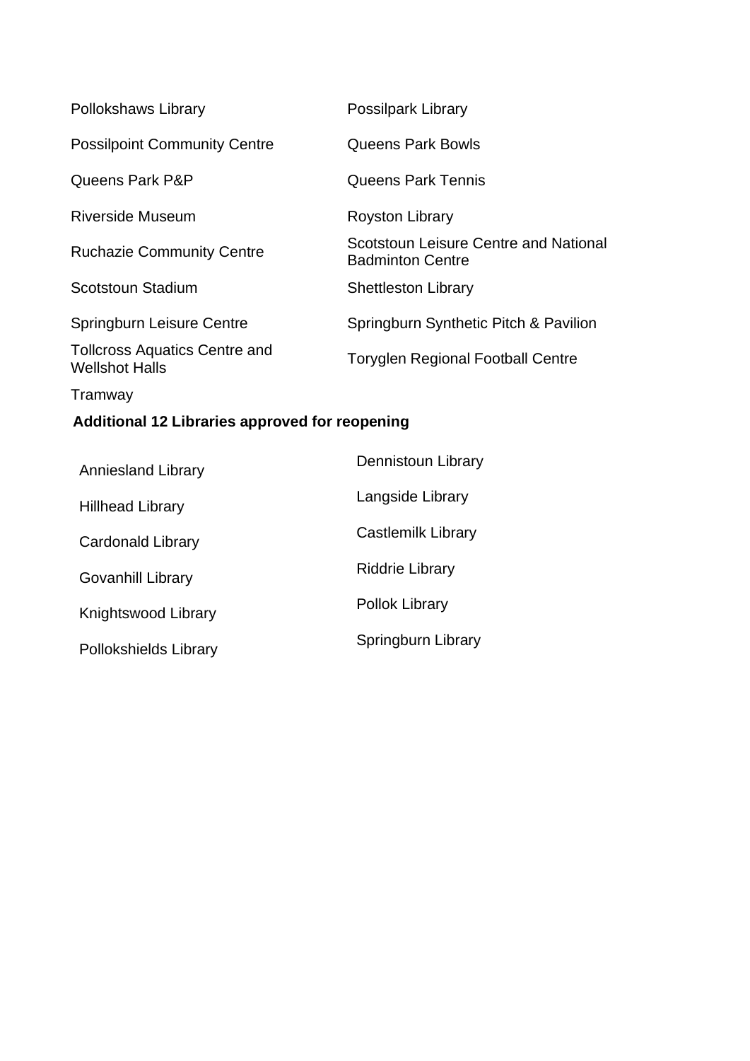| | |
|---|---|
| Pollokshaws Library | Possilpark Library |
| Possilpoint Community Centre | Queens Park Bowls |
| Queens Park P&P | Queens Park Tennis |
| Riverside Museum | Royston Library |
| Ruchazie Community Centre | Scotstoun Leisure Centre and National Badminton Centre |
| Scotstoun Stadium | Shettleston Library |
| Springburn Leisure Centre | Springburn Synthetic Pitch & Pavilion |
| Tollcross Aquatics Centre and Wellshot Halls | Toryglen Regional Football Centre |
| Tramway | |

**Additional 12 Libraries approved for reopening**

| | |
|---|---|
| Anniesland Library | Dennistoun Library |
| Hillhead Library | Langside Library |
| Cardonald Library | Castlemilk Library |
| Govanhill Library | Riddrie Library |
| Knightswood Library | Pollok Library |
| Pollokshields Library | Springburn Library |